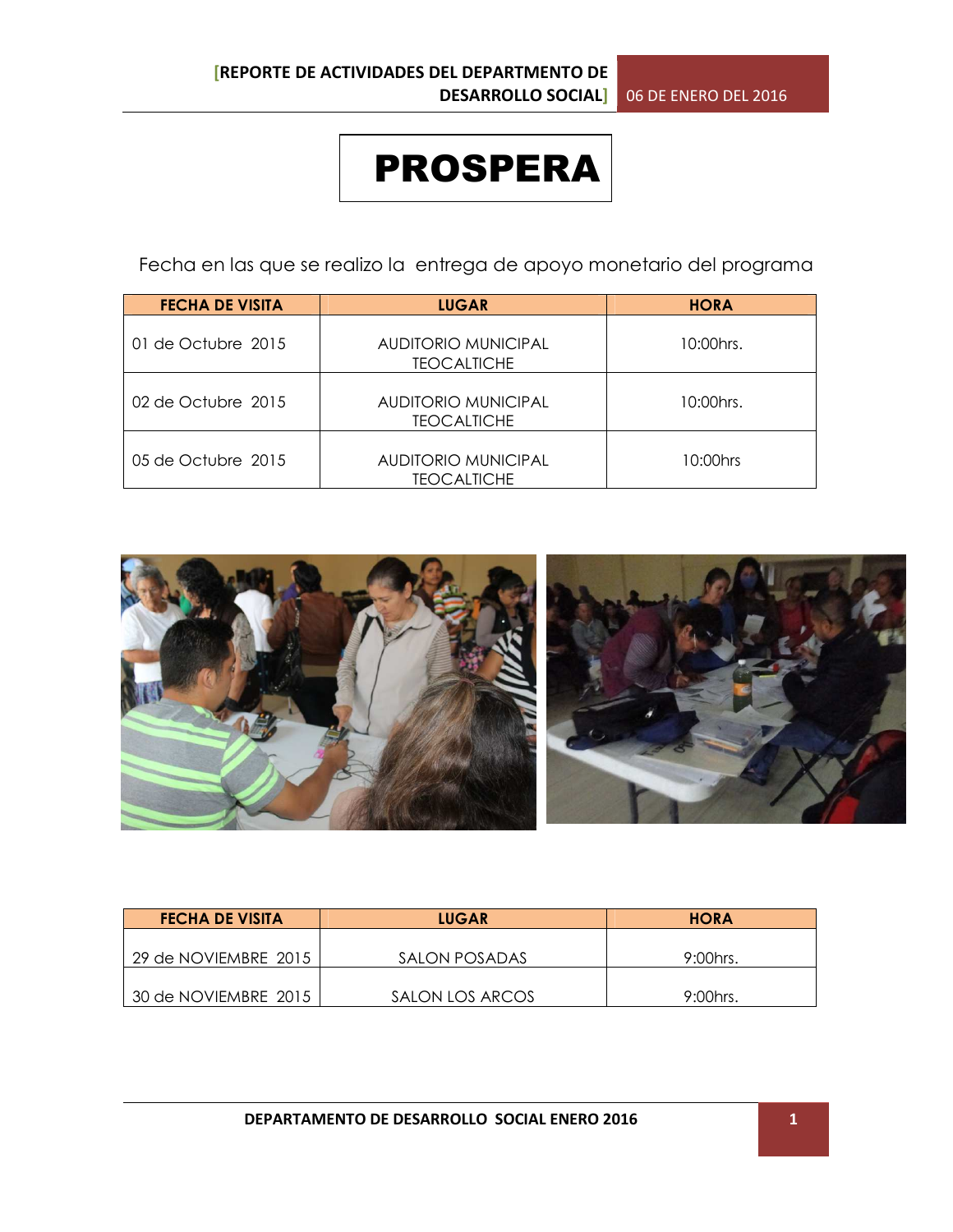# PROSPERA

Fecha en las que se realizo la entrega de apoyo monetario del programa

| FECHA DE VISITA | LUGAR | HORA |
|---|---|---|
| 01 de Octubre 2015 | AUDITORIO MUNICIPAL TEOCALTICHE | 10:00hrs. |
| 02 de Octubre 2015 | AUDITORIO MUNICIPAL TEOCALTICHE | 10:00hrs. |
| 05 de Octubre 2015 | AUDITORIO MUNICIPAL TEOCALTICHE | 10:00hrs |

| FECHA DE VISITA | LUGAR | HORA |
|---|---|---|
| 29 de NOVIEMBRE 2015 | SALON POSADAS | 9:00hrs. |
| 30 de NOVIEMBRE 2015 | SALON LOS ARCOS | 9:00hrs. |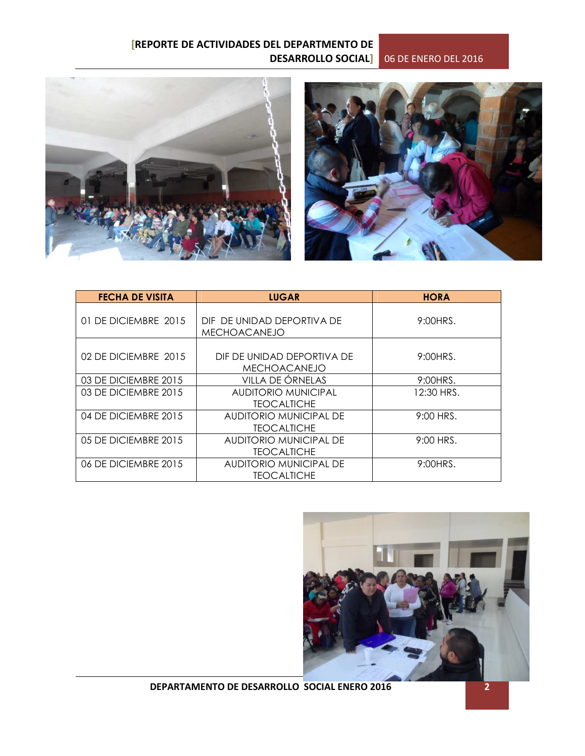| FECHA DE VISITA | LUGAR | HORA |
|---|---|---|
| 01 DE DICIEMBRE 2015 | DIF DE UNIDAD DEPORTIVA DE MECHOACANEJO | 9:00HRS. |
| 02 DE DICIEMBRE 2015 | DIF DE UNIDAD DEPORTIVA DE MECHOACANEJO | 9:00HRS. |
| 03 DE DICIEMBRE 2015 | VILLA DE ÓRNELAS | 9:00HRS. |
| 03 DE DICIEMBRE 2015 | AUDITORIO MUNICIPAL TEOCALTICHE | 12:30 HRS. |
| 04 DE DICIEMBRE 2015 | AUDITORIO MUNICIPAL DE TEOCALTICHE | 9:00 HRS. |
| 05 DE DICIEMBRE 2015 | AUDITORIO MUNICIPAL DE TEOCALTICHE | 9:00 HRS. |
| 06 DE DICIEMBRE 2015 | AUDITORIO MUNICIPAL DE TEOCALTICHE | 9:00HRS. |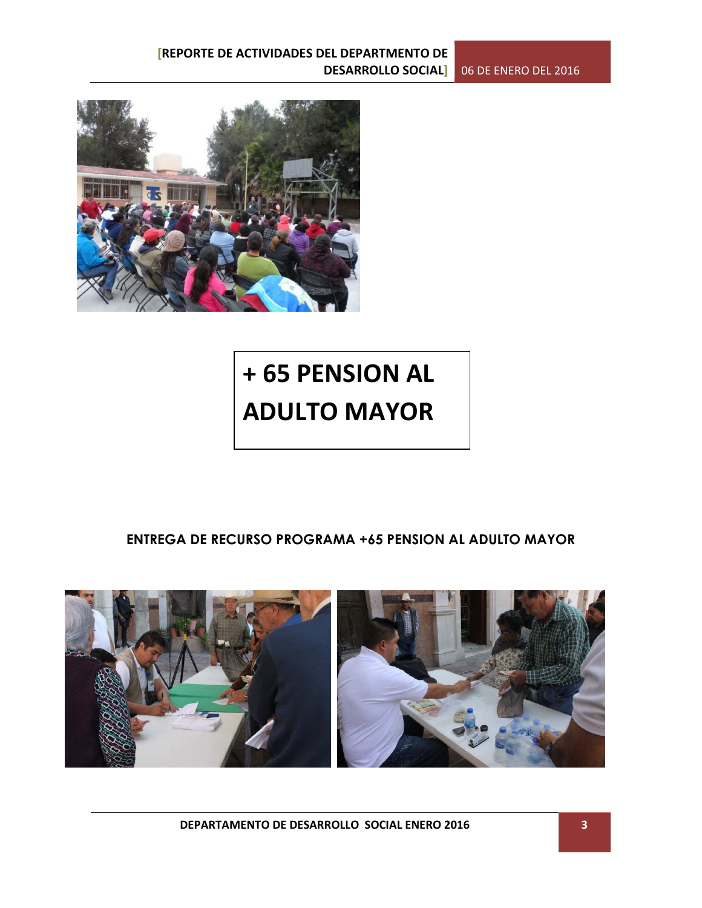# + 65 PENSION AL ADULTO MAYOR

**ENTREGA DE RECURSO PROGRAMA +65 PENSION AL ADULTO MAYOR**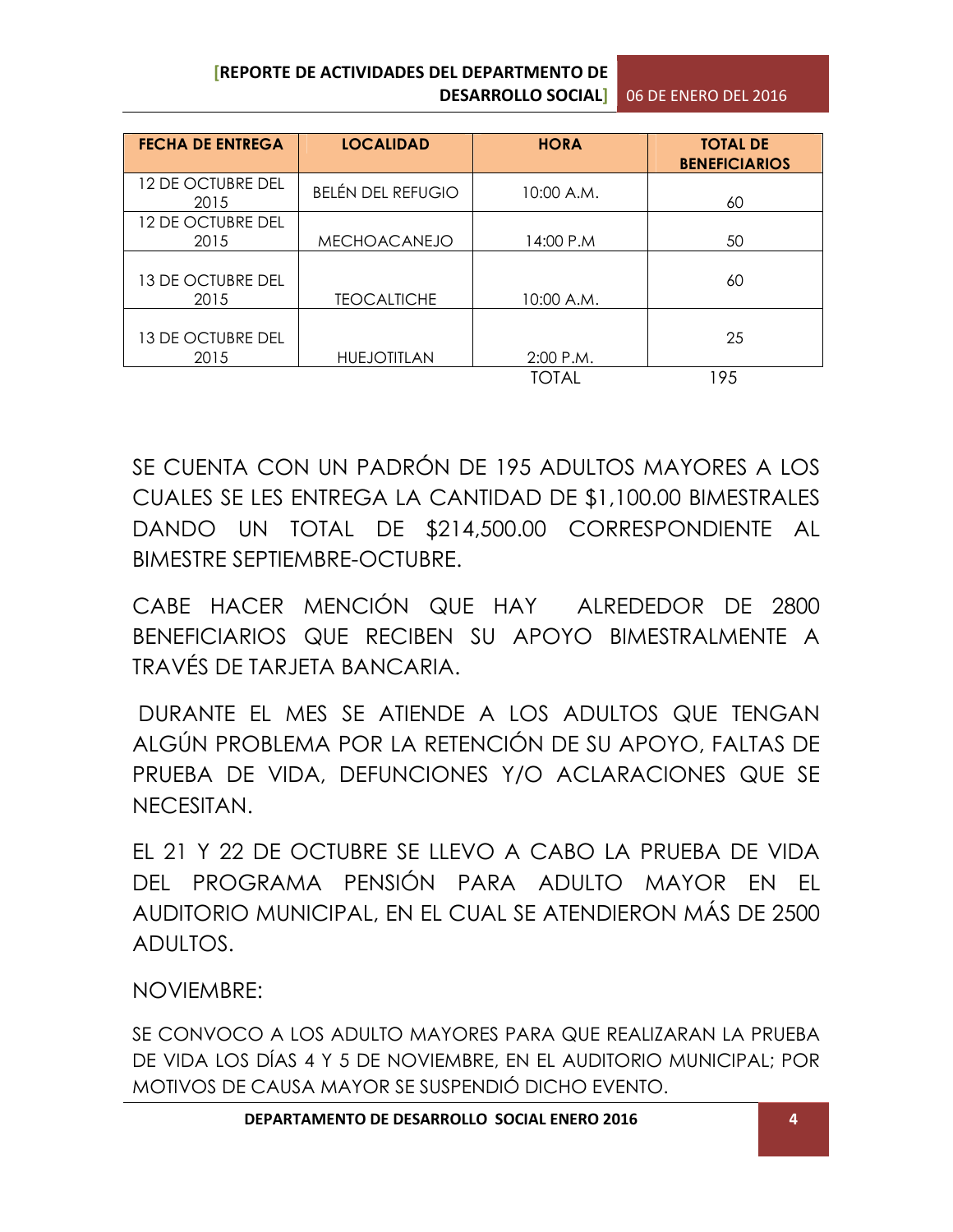| FECHA DE ENTREGA | LOCALIDAD | HORA | TOTAL DE BENEFICIARIOS |
|---|---|---|---|
| 12 DE OCTUBRE DEL 2015 | BELÉN DEL REFUGIO | 10:00 A.M. | 60 |
| 12 DE OCTUBRE DEL 2015 | MECHOACANEJO | 14:00 P.M | 50 |
| 13 DE OCTUBRE DEL 2015 | TEOCALTICHE | 10:00 A.M. | 60 |
| 13 DE OCTUBRE DEL 2015 | HUEJOTITLAN | 2:00 P.M. | 25 |
| | | TOTAL | 195 |

SE CUENTA CON UN PADRÓN DE 195 ADULTOS MAYORES A LOS CUALES SE LES ENTREGA LA CANTIDAD DE $1,100.00 BIMESTRALES DANDO UN TOTAL DE $214,500.00 CORRESPONDIENTE AL BIMESTRE SEPTIEMBRE-OCTUBRE.

CABE HACER MENCIÓN QUE HAY ALREDEDOR DE 2800 BENEFICIARIOS QUE RECIBEN SU APOYO BIMESTRALMENTE A TRAVÉS DE TARJETA BANCARIA.

DURANTE EL MES SE ATIENDE A LOS ADULTOS QUE TENGAN ALGÚN PROBLEMA POR LA RETENCIÓN DE SU APOYO, FALTAS DE PRUEBA DE VIDA, DEFUNCIONES Y/O ACLARACIONES QUE SE NECESITAN.

EL 21 Y 22 DE OCTUBRE SE LLEVO A CABO LA PRUEBA DE VIDA DEL PROGRAMA PENSIÓN PARA ADULTO MAYOR EN EL AUDITORIO MUNICIPAL, EN EL CUAL SE ATENDIERON MÁS DE 2500 ADULTOS.

NOVIEMBRE:

SE CONVOCO A LOS ADULTO MAYORES PARA QUE REALIZARAN LA PRUEBA DE VIDA LOS DÍAS 4 Y 5 DE NOVIEMBRE, EN EL AUDITORIO MUNICIPAL; POR MOTIVOS DE CAUSA MAYOR SE SUSPENDIÓ DICHO EVENTO.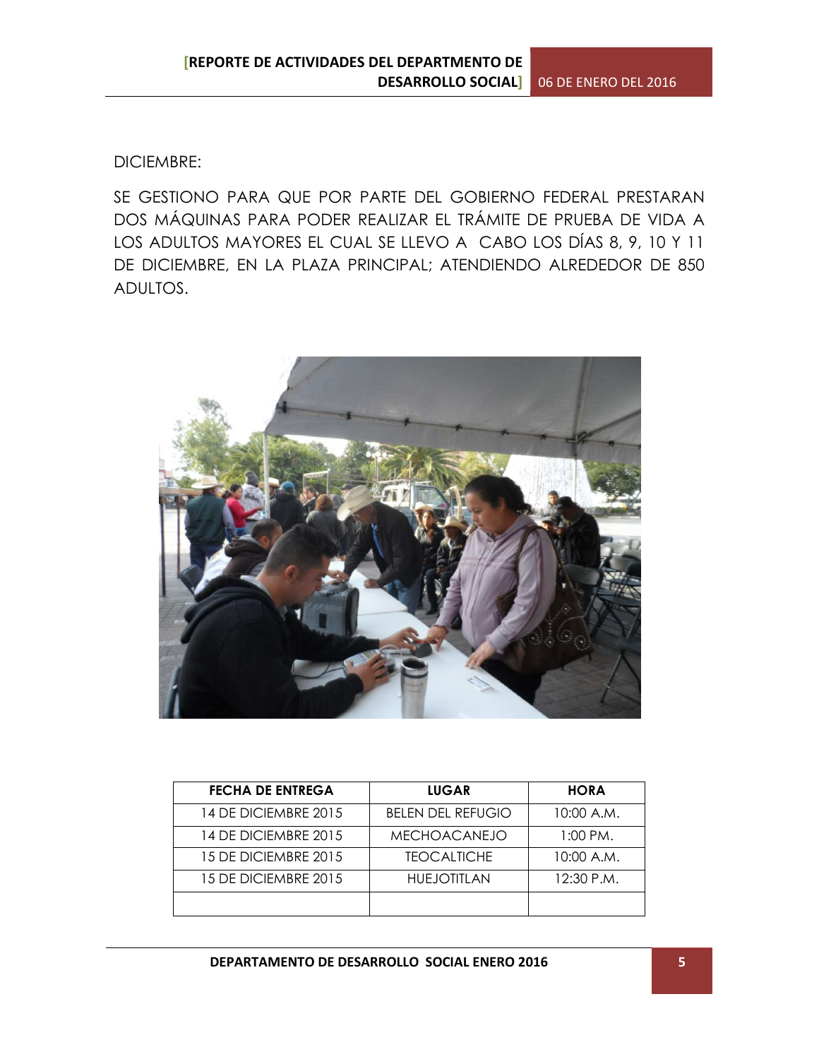DICIEMBRE:

SE GESTIONO PARA QUE POR PARTE DEL GOBIERNO FEDERAL PRESTARAN DOS MÁQUINAS PARA PODER REALIZAR EL TRÁMITE DE PRUEBA DE VIDA A LOS ADULTOS MAYORES EL CUAL SE LLEVO A CABO LOS DÍAS 8, 9, 10 Y 11 DE DICIEMBRE, EN LA PLAZA PRINCIPAL; ATENDIENDO ALREDEDOR DE 850 ADULTOS.

| FECHA DE ENTREGA | LUGAR | HORA |
| --- | --- | --- |
| 14 DE DICIEMBRE 2015 | BELEN DEL REFUGIO | 10:00 A.M. |
| 14 DE DICIEMBRE 2015 | MECHOACANEJO | 1:00 PM. |
| 15 DE DICIEMBRE 2015 | TEOCALTICHE | 10:00 A.M. |
| 15 DE DICIEMBRE 2015 | HUEJOTITLAN | 12:30 P.M. |
| | | |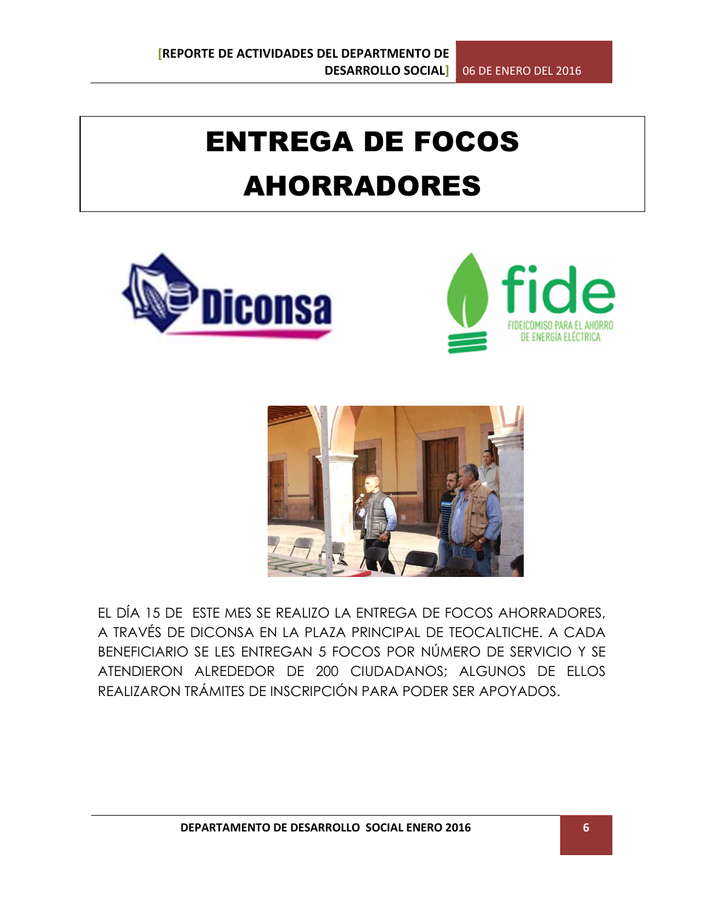# ENTREGA DE FOCOS AHORRADORES

EL DÍA 15 DE ESTE MES SE REALIZO LA ENTREGA DE FOCOS AHORRADORES, A TRAVÉS DE DICONSA EN LA PLAZA PRINCIPAL DE TEOCALTICHE. A CADA BENEFICIARIO SE LES ENTREGAN 5 FOCOS POR NÚMERO DE SERVICIO Y SE ATENDIERON ALREDEDOR DE 200 CIUDADANOS; ALGUNOS DE ELLOS REALIZARON TRÁMITES DE INSCRIPCIÓN PARA PODER SER APOYADOS.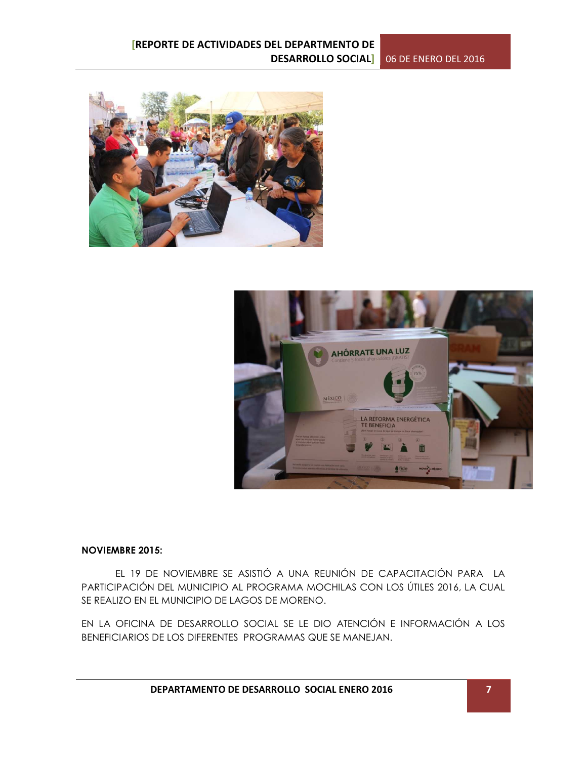**NOVIEMBRE 2015:**

EL 19 DE NOVIEMBRE SE ASISTIÓ A UNA REUNIÓN DE CAPACITACIÓN PARA LA PARTICIPACIÓN DEL MUNICIPIO AL PROGRAMA MOCHILAS CON LOS ÚTILES 2016, LA CUAL SE REALIZO EN EL MUNICIPIO DE LAGOS DE MORENO.

EN LA OFICINA DE DESARROLLO SOCIAL SE LE DIO ATENCIÓN E INFORMACIÓN A LOS BENEFICIARIOS DE LOS DIFERENTES PROGRAMAS QUE SE MANEJAN.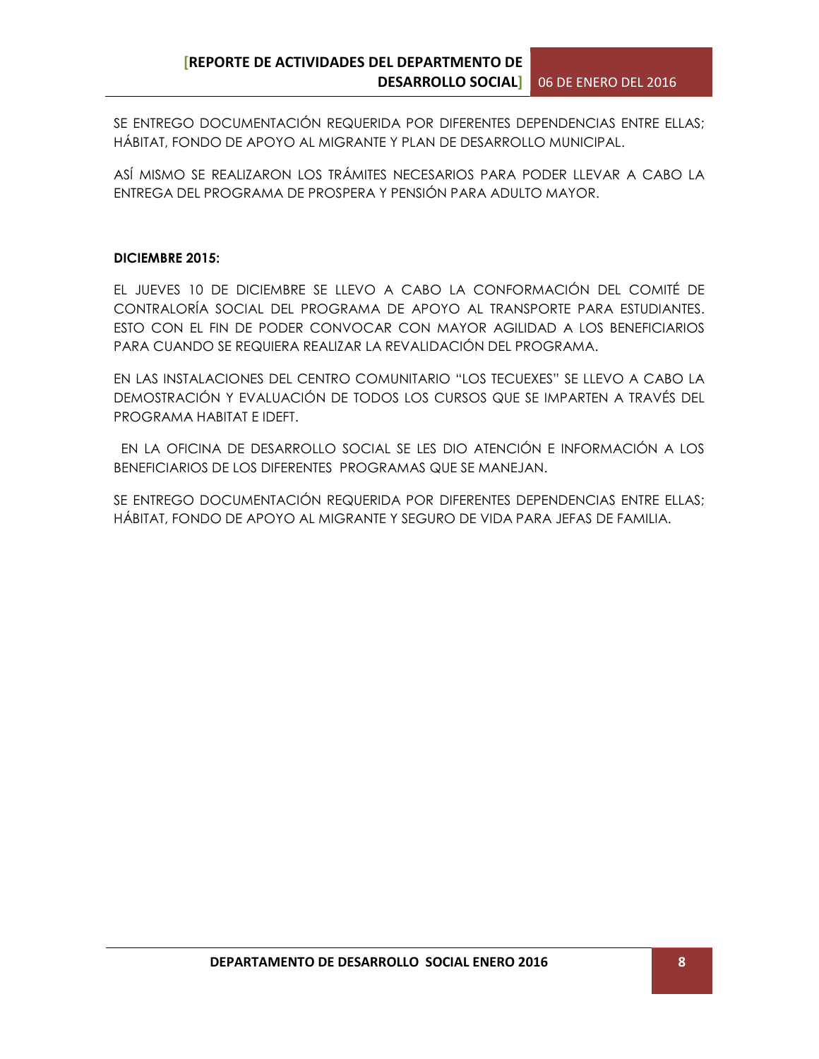SE ENTREGO DOCUMENTACIÓN REQUERIDA POR DIFERENTES DEPENDENCIAS ENTRE ELLAS; HÁBITAT, FONDO DE APOYO AL MIGRANTE Y PLAN DE DESARROLLO MUNICIPAL.

ASÍ MISMO SE REALIZARON LOS TRÁMITES NECESARIOS PARA PODER LLEVAR A CABO LA ENTREGA DEL PROGRAMA DE PROSPERA Y PENSIÓN PARA ADULTO MAYOR.

**DICIEMBRE 2015:**

EL JUEVES 10 DE DICIEMBRE SE LLEVO A CABO LA CONFORMACIÓN DEL COMITÉ DE CONTRALORÍA SOCIAL DEL PROGRAMA DE APOYO AL TRANSPORTE PARA ESTUDIANTES. ESTO CON EL FIN DE PODER CONVOCAR CON MAYOR AGILIDAD A LOS BENEFICIARIOS PARA CUANDO SE REQUIERA REALIZAR LA REVALIDACIÓN DEL PROGRAMA.

EN LAS INSTALACIONES DEL CENTRO COMUNITARIO "LOS TECUEXES" SE LLEVO A CABO LA DEMOSTRACIÓN Y EVALUACIÓN DE TODOS LOS CURSOS QUE SE IMPARTEN A TRAVÉS DEL PROGRAMA HABITAT E IDEFT.

EN LA OFICINA DE DESARROLLO SOCIAL SE LES DIO ATENCIÓN E INFORMACIÓN A LOS BENEFICIARIOS DE LOS DIFERENTES PROGRAMAS QUE SE MANEJAN.

SE ENTREGO DOCUMENTACIÓN REQUERIDA POR DIFERENTES DEPENDENCIAS ENTRE ELLAS; HÁBITAT, FONDO DE APOYO AL MIGRANTE Y SEGURO DE VIDA PARA JEFAS DE FAMILIA.